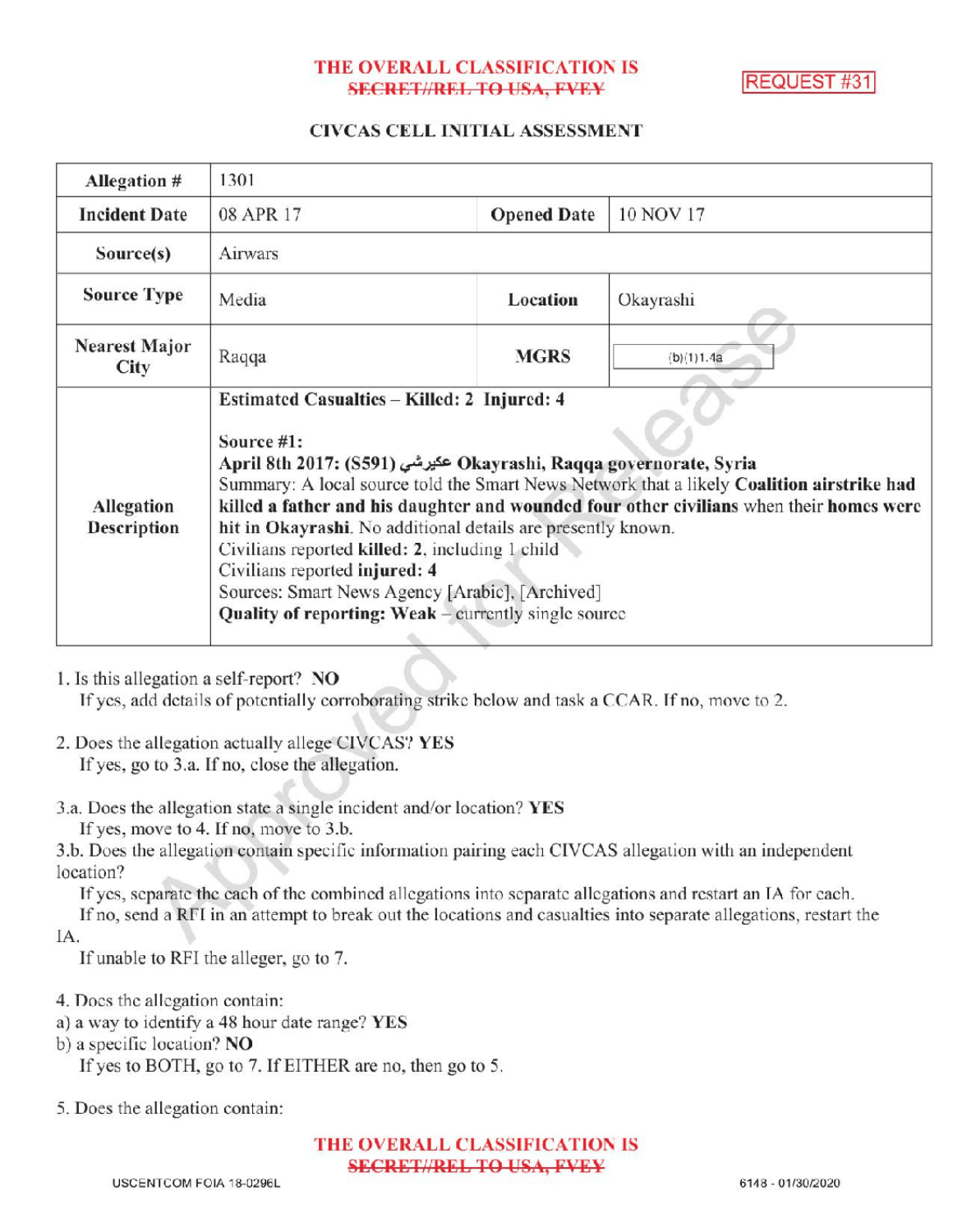THE OVERALL CLASSIFICATION IS ~~SECRET//REL TO USA, FVEY~~

REQUEST #31

## CIVCAS CELL INITIAL ASSESSMENT

| Allegation # | 1301 | | |
|---|---|---|---|
| **Incident Date** | 08 APR 17 | **Opened Date** | 10 NOV 17 |
| **Source(s)** | Airwars | | |
| **Source Type** | Media | **Location** | Okayrashi |
| **Nearest Major City** | Raqqa | **MGRS** | (b)(1)1.4a |
| **Allegation Description** | **Estimated Casualties – Killed: 2 Injured: 4**<br><br>**Source #1:**<br>**April 8th 2017: (S591) عكيرشي Okayrashi, Raqqa governorate, Syria**<br>Summary: A local source told the Smart News Network that a likely **Coalition airstrike had killed a father and his daughter and wounded four other civilians** when their **homes were hit in Okayrashi**. No additional details are presently known.<br>Civilians reported **killed: 2**, including 1 child<br>Civilians reported **injured: 4**<br>Sources: Smart News Agency [Arabic], [Archived]<br>**Quality of reporting: Weak** – currently single source | | |

1. Is this allegation a self-report? **NO**
   If yes, add details of potentially corroborating strike below and task a CCAR. If no, move to 2.

2. Does the allegation actually allege CIVCAS? **YES**
   If yes, go to 3.a. If no, close the allegation.

3.a. Does the allegation state a single incident and/or location? **YES**
   If yes, move to 4. If no, move to 3.b.

3.b. Does the allegation contain specific information pairing each CIVCAS allegation with an independent location?
   If yes, separate the each of the combined allegations into separate allegations and restart an IA for each.
   If no, send a RFI in an attempt to break out the locations and casualties into separate allegations, restart the IA.
   If unable to RFI the alleger, go to 7.

4. Does the allegation contain:
a) a way to identify a 48 hour date range? **YES**
b) a specific location? **NO**
   If yes to BOTH, go to 7. If EITHER are no, then go to 5.

5. Does the allegation contain:

THE OVERALL CLASSIFICATION IS ~~SECRET//REL TO USA, FVEY~~

USCENTCOM FOIA 18-0296L

6148 - 01/30/2020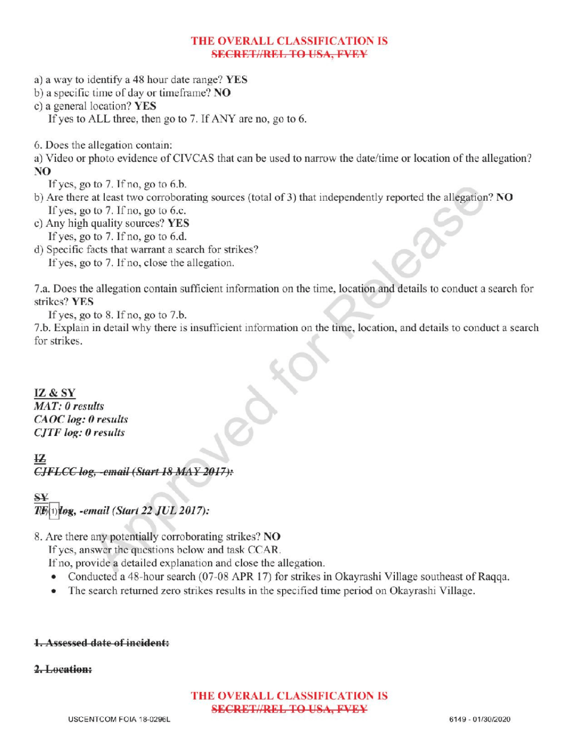a) a way to identify a 48 hour date range? **YES**
b) a specific time of day or timeframe? **NO**
c) a general location? **YES**
If yes to ALL three, then go to 7. If ANY are no, go to 6.

6. Does the allegation contain:
a) Video or photo evidence of CIVCAS that can be used to narrow the date/time or location of the allegation? **NO**
If yes, go to 7. If no, go to 6.b.
b) Are there at least two corroborating sources (total of 3) that independently reported the allegation? **NO**
If yes, go to 7. If no, go to 6.c.
c) Any high quality sources? **YES**
If yes, go to 7. If no, go to 6.d.
d) Specific facts that warrant a search for strikes?
If yes, go to 7. If no, close the allegation.

7.a. Does the allegation contain sufficient information on the time, location and details to conduct a search for strikes? **YES**
If yes, go to 8. If no, go to 7.b.
7.b. Explain in detail why there is insufficient information on the time, location, and details to conduct a search for strikes.

**IZ & SY**
***MAT: 0 results***
***CAOC log: 0 results***
***CJTF log: 0 results***

~~**IZ**~~
~~***CJFLCC log, -email (Start 18 MAY 2017):***~~

~~**SY**~~
***TF(b)(1) log, -email (Start 22 JUL 2017):***

8. Are there any potentially corroborating strikes? **NO**
If yes, answer the questions below and task CCAR.
If no, provide a detailed explanation and close the allegation.
- Conducted a 48-hour search (07-08 APR 17) for strikes in Okayrashi Village southeast of Raqqa.
- The search returned zero strikes results in the specified time period on Okayrashi Village.

~~**1. Assessed date of incident:**~~

~~**2. Location:**~~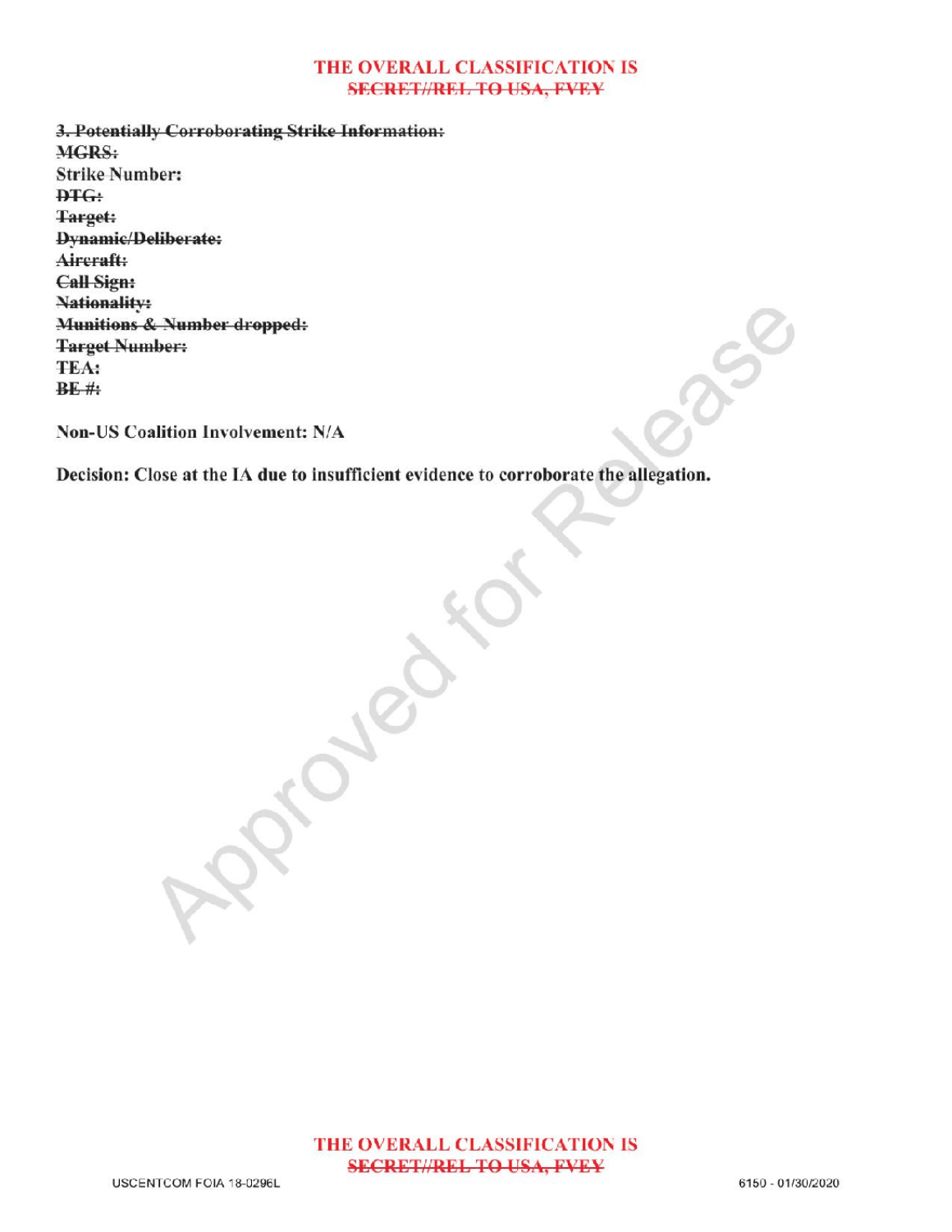**THE OVERALL CLASSIFICATION IS**
**~~SECRET//REL TO USA, FVEY~~**

**~~3. Potentially Corroborating Strike Information:~~**
**~~MGRS:~~**
Strike Number:
**~~DTG:~~**
**~~Target:~~**
**~~Dynamic/Deliberate:~~**
**~~Aircraft:~~**
**~~Call Sign:~~**
**~~Nationality:~~**
**~~Munitions & Number dropped:~~**
**~~Target Number:~~**
**TEA:**
**~~BE #:~~**

**Non-US Coalition Involvement: N/A**

**Decision: Close at the IA due to insufficient evidence to corroborate the allegation.**

**THE OVERALL CLASSIFICATION IS**
**~~SECRET//REL TO USA, FVEY~~**

USCENTCOM FOIA 18-0296L

6150 - 01/30/2020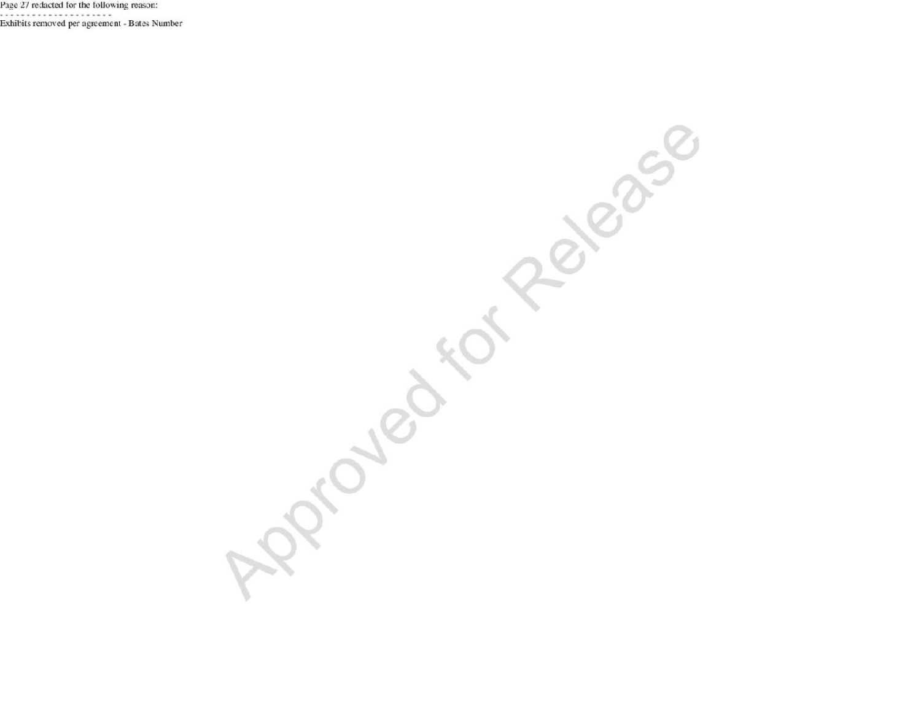Page 27 redacted for the following reason:

- - - - - - - - - - - - - - - - - - - -

Exhibits removed per agreement - Bates Number